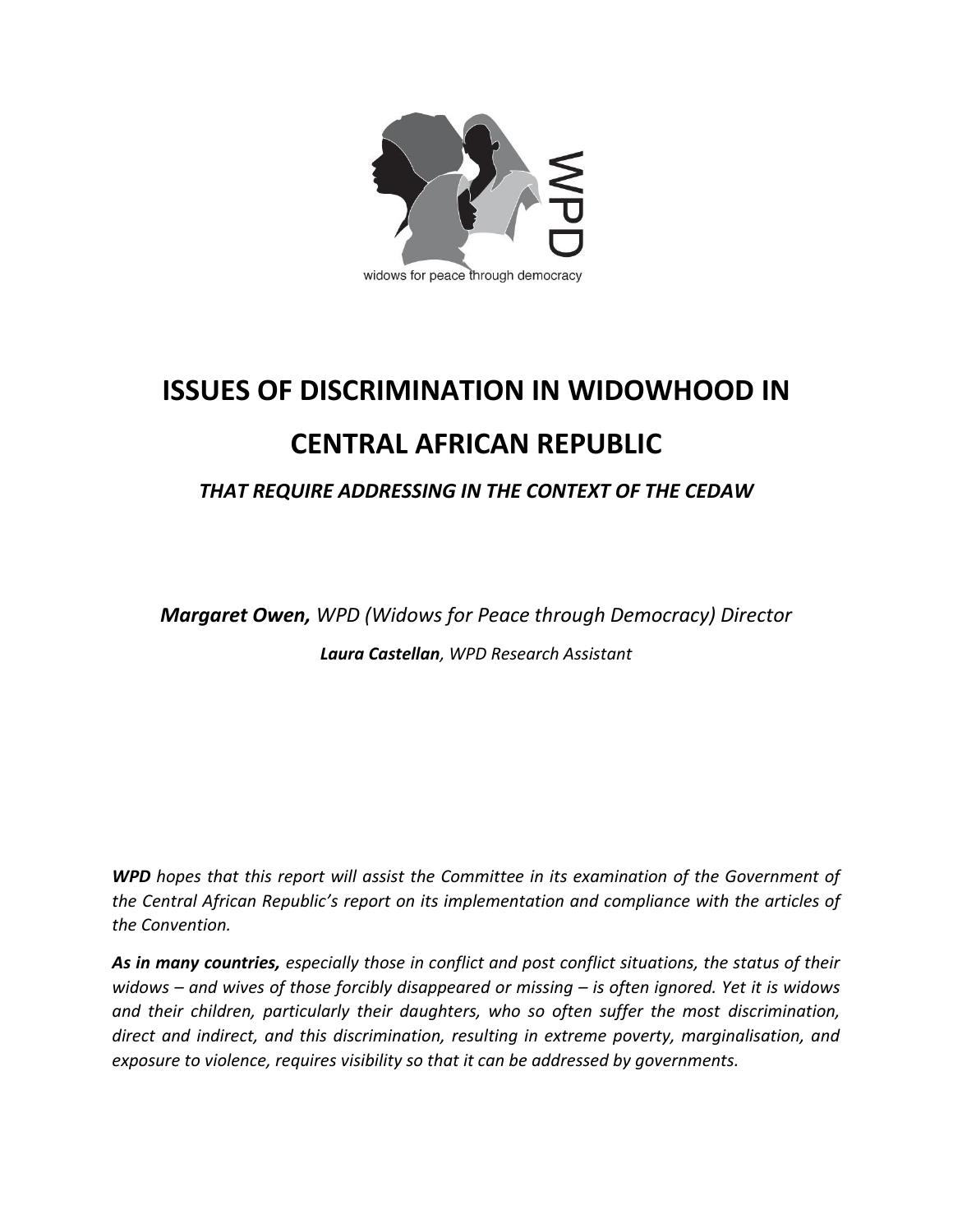WPD

widows for peace through democracy

# ISSUES OF DISCRIMINATION IN WIDOWHOOD IN CENTRAL AFRICAN REPUBLIC

### *THAT REQUIRE ADDRESSING IN THE CONTEXT OF THE CEDAW*

***Margaret Owen,*** *WPD (Widows for Peace through Democracy) Director*

***Laura Castellan****, WPD Research Assistant*

***WPD*** *hopes that this report will assist the Committee in its examination of the Government of the Central African Republic's report on its implementation and compliance with the articles of the Convention.*

***As in many countries,*** *especially those in conflict and post conflict situations, the status of their widows – and wives of those forcibly disappeared or missing – is often ignored. Yet it is widows and their children, particularly their daughters, who so often suffer the most discrimination, direct and indirect, and this discrimination, resulting in extreme poverty, marginalisation, and exposure to violence, requires visibility so that it can be addressed by governments.*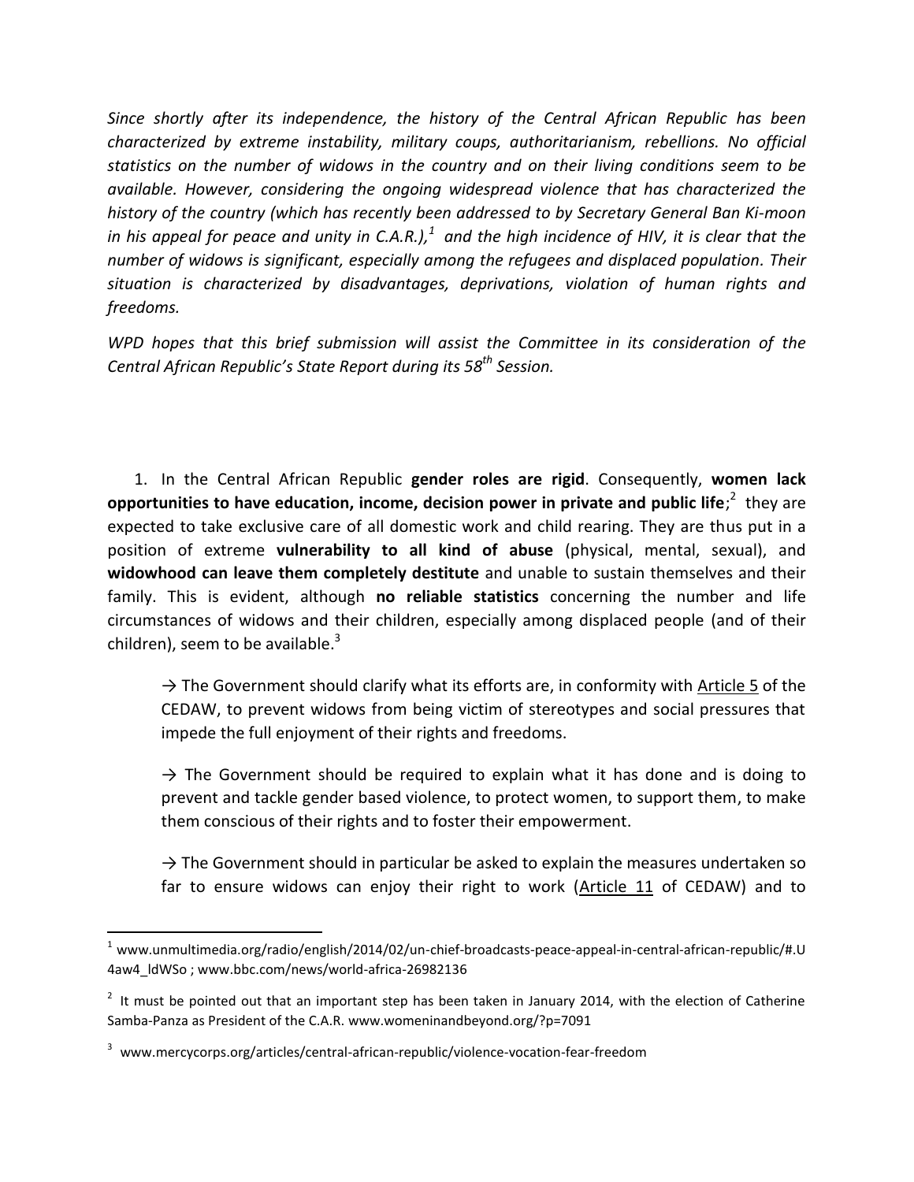*Since shortly after its independence, the history of the Central African Republic has been characterized by extreme instability, military coups, authoritarianism, rebellions. No official statistics on the number of widows in the country and on their living conditions seem to be available. However, considering the ongoing widespread violence that has characterized the history of the country (which has recently been addressed to by Secretary General Ban Ki-moon in his appeal for peace and unity in C.A.R.),*[1] *and the high incidence of HIV, it is clear that the number of widows is significant, especially among the refugees and displaced population. Their situation is characterized by disadvantages, deprivations, violation of human rights and freedoms.*

*WPD hopes that this brief submission will assist the Committee in its consideration of the Central African Republic's State Report during its 58th Session.*

1. In the Central African Republic **gender roles are rigid**. Consequently, **women lack opportunities to have education, income, decision power in private and public life**;[2] they are expected to take exclusive care of all domestic work and child rearing. They are thus put in a position of extreme **vulnerability to all kind of abuse** (physical, mental, sexual), and **widowhood can leave them completely destitute** and unable to sustain themselves and their family. This is evident, although **no reliable statistics** concerning the number and life circumstances of widows and their children, especially among displaced people (and of their children), seem to be available.[3]

   → The Government should clarify what its efforts are, in conformity with <u>Article 5</u> of the CEDAW, to prevent widows from being victim of stereotypes and social pressures that impede the full enjoyment of their rights and freedoms.

   → The Government should be required to explain what it has done and is doing to prevent and tackle gender based violence, to protect women, to support them, to make them conscious of their rights and to foster their empowerment.

   → The Government should in particular be asked to explain the measures undertaken so far to ensure widows can enjoy their right to work (<u>Article 11</u> of CEDAW) and to

---

[1] www.unmultimedia.org/radio/english/2014/02/un-chief-broadcasts-peace-appeal-in-central-african-republic/#.U4aw4_ldWSo ; www.bbc.com/news/world-africa-26982136

[2] It must be pointed out that an important step has been taken in January 2014, with the election of Catherine Samba-Panza as President of the C.A.R. www.womeninandbeyond.org/?p=7091

[3] www.mercycorps.org/articles/central-african-republic/violence-vocation-fear-freedom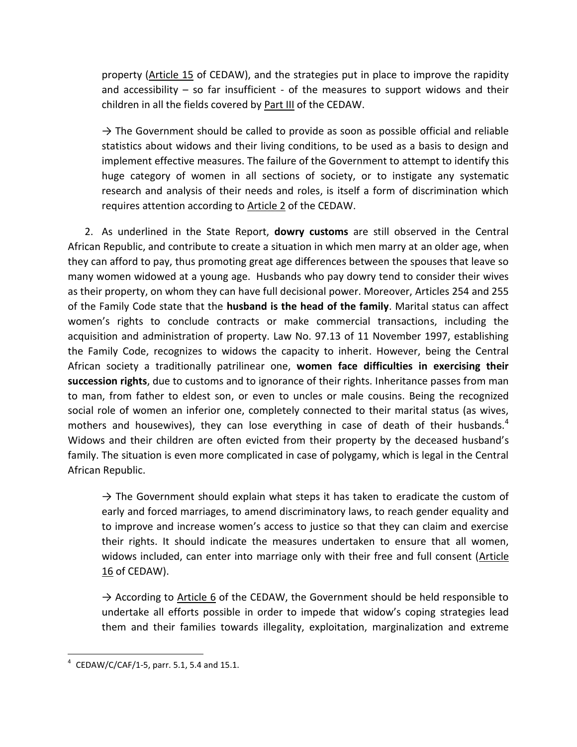property (Article 15 of CEDAW), and the strategies put in place to improve the rapidity and accessibility – so far insufficient - of the measures to support widows and their children in all the fields covered by Part III of the CEDAW.

→ The Government should be called to provide as soon as possible official and reliable statistics about widows and their living conditions, to be used as a basis to design and implement effective measures. The failure of the Government to attempt to identify this huge category of women in all sections of society, or to instigate any systematic research and analysis of their needs and roles, is itself a form of discrimination which requires attention according to Article 2 of the CEDAW.

2. As underlined in the State Report, **dowry customs** are still observed in the Central African Republic, and contribute to create a situation in which men marry at an older age, when they can afford to pay, thus promoting great age differences between the spouses that leave so many women widowed at a young age. Husbands who pay dowry tend to consider their wives as their property, on whom they can have full decisional power. Moreover, Articles 254 and 255 of the Family Code state that the **husband is the head of the family**. Marital status can affect women's rights to conclude contracts or make commercial transactions, including the acquisition and administration of property. Law No. 97.13 of 11 November 1997, establishing the Family Code, recognizes to widows the capacity to inherit. However, being the Central African society a traditionally patrilinear one, **women face difficulties in exercising their succession rights**, due to customs and to ignorance of their rights. Inheritance passes from man to man, from father to eldest son, or even to uncles or male cousins. Being the recognized social role of women an inferior one, completely connected to their marital status (as wives, mothers and housewives), they can lose everything in case of death of their husbands.[4] Widows and their children are often evicted from their property by the deceased husband's family. The situation is even more complicated in case of polygamy, which is legal in the Central African Republic.

→ The Government should explain what steps it has taken to eradicate the custom of early and forced marriages, to amend discriminatory laws, to reach gender equality and to improve and increase women's access to justice so that they can claim and exercise their rights. It should indicate the measures undertaken to ensure that all women, widows included, can enter into marriage only with their free and full consent (Article 16 of CEDAW).

→ According to Article 6 of the CEDAW, the Government should be held responsible to undertake all efforts possible in order to impede that widow's coping strategies lead them and their families towards illegality, exploitation, marginalization and extreme

---

[4] CEDAW/C/CAF/1-5, parr. 5.1, 5.4 and 15.1.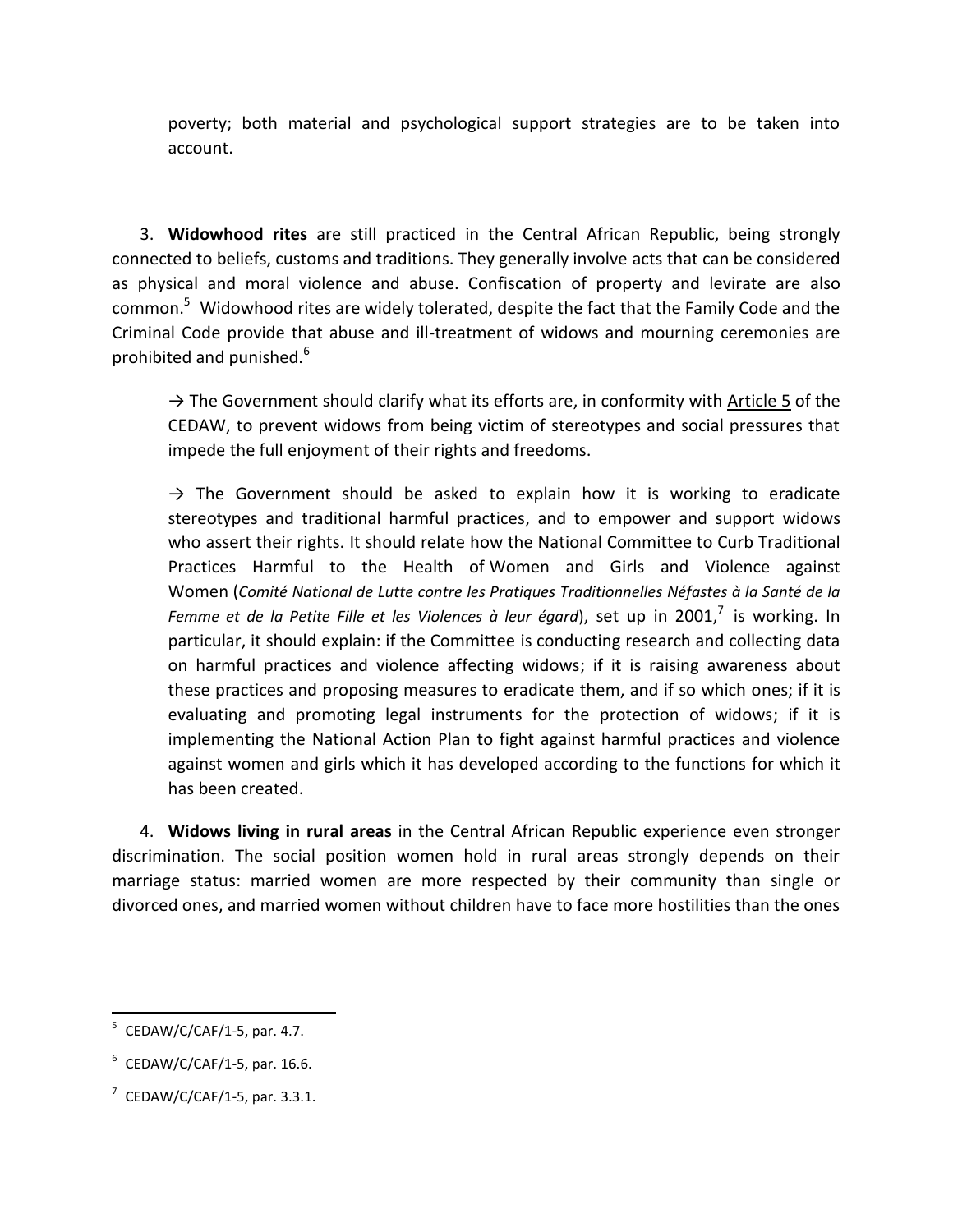poverty; both material and psychological support strategies are to be taken into account.

3. **Widowhood rites** are still practiced in the Central African Republic, being strongly connected to beliefs, customs and traditions. They generally involve acts that can be considered as physical and moral violence and abuse. Confiscation of property and levirate are also common.[5] Widowhood rites are widely tolerated, despite the fact that the Family Code and the Criminal Code provide that abuse and ill-treatment of widows and mourning ceremonies are prohibited and punished.[6]

> → The Government should clarify what its efforts are, in conformity with Article 5 of the CEDAW, to prevent widows from being victim of stereotypes and social pressures that impede the full enjoyment of their rights and freedoms.
>
> → The Government should be asked to explain how it is working to eradicate stereotypes and traditional harmful practices, and to empower and support widows who assert their rights. It should relate how the National Committee to Curb Traditional Practices Harmful to the Health of Women and Girls and Violence against Women (*Comité National de Lutte contre les Pratiques Traditionnelles Néfastes à la Santé de la Femme et de la Petite Fille et les Violences à leur égard*), set up in 2001,[7] is working. In particular, it should explain: if the Committee is conducting research and collecting data on harmful practices and violence affecting widows; if it is raising awareness about these practices and proposing measures to eradicate them, and if so which ones; if it is evaluating and promoting legal instruments for the protection of widows; if it is implementing the National Action Plan to fight against harmful practices and violence against women and girls which it has developed according to the functions for which it has been created.

4. **Widows living in rural areas** in the Central African Republic experience even stronger discrimination. The social position women hold in rural areas strongly depends on their marriage status: married women are more respected by their community than single or divorced ones, and married women without children have to face more hostilities than the ones

---

[5] CEDAW/C/CAF/1-5, par. 4.7.

[6] CEDAW/C/CAF/1-5, par. 16.6.

[7] CEDAW/C/CAF/1-5, par. 3.3.1.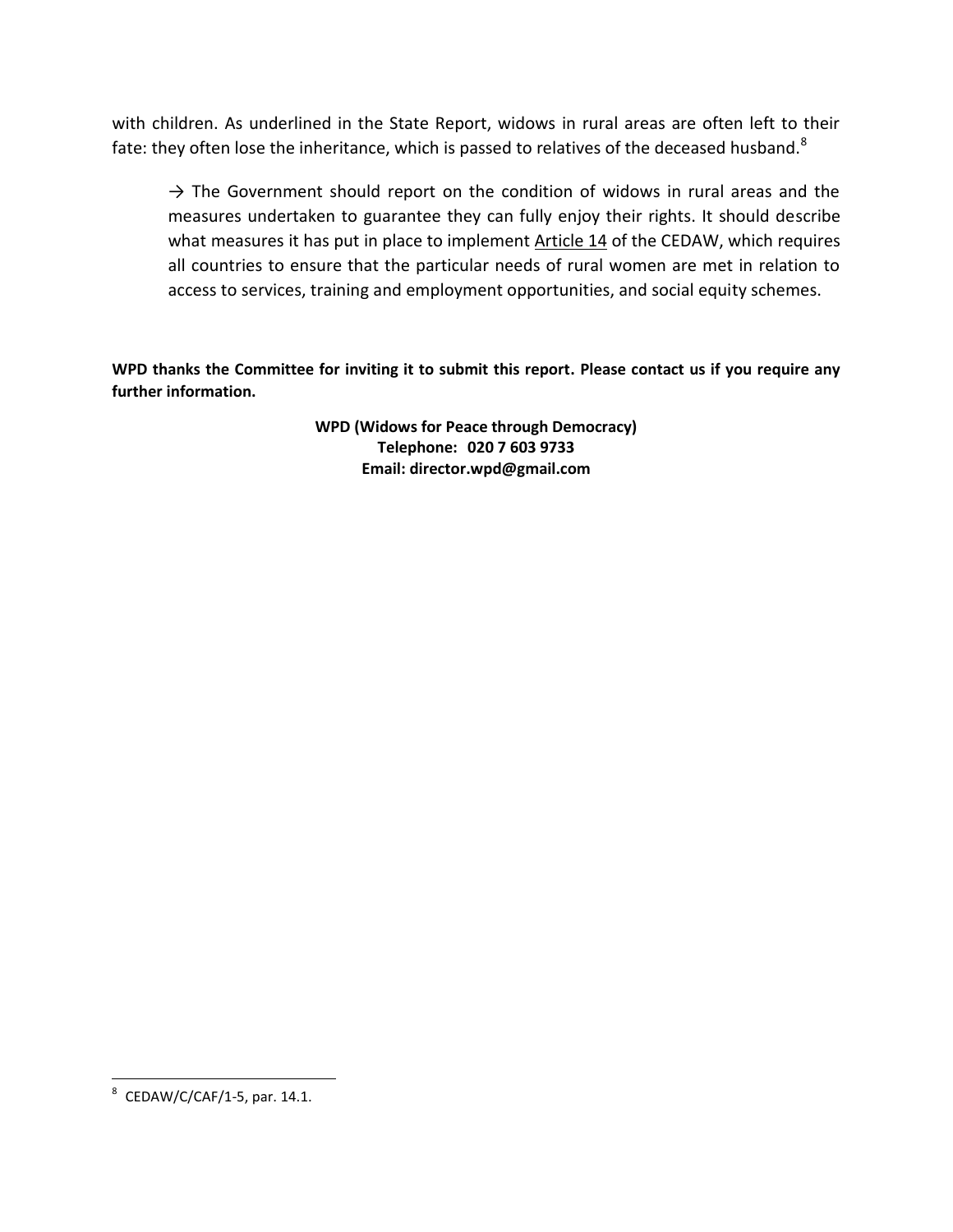with children. As underlined in the State Report, widows in rural areas are often left to their fate: they often lose the inheritance, which is passed to relatives of the deceased husband.[8]

> → The Government should report on the condition of widows in rural areas and the measures undertaken to guarantee they can fully enjoy their rights. It should describe what measures it has put in place to implement Article 14 of the CEDAW, which requires all countries to ensure that the particular needs of rural women are met in relation to access to services, training and employment opportunities, and social equity schemes.

**WPD thanks the Committee for inviting it to submit this report. Please contact us if you require any further information.**

**WPD (Widows for Peace through Democracy)**
**Telephone: 020 7 603 9733**
**Email: director.wpd@gmail.com**

[8] CEDAW/C/CAF/1-5, par. 14.1.